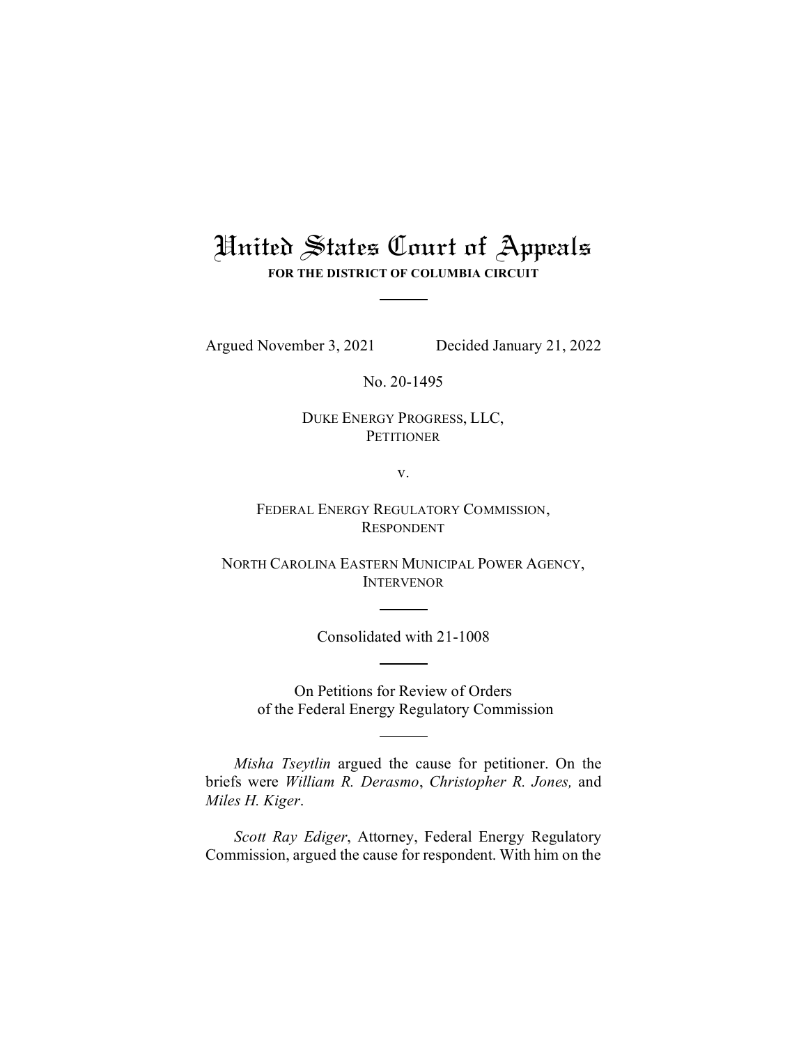# United States Court of Appeals

**FOR THE DISTRICT OF COLUMBIA CIRCUIT**

---

Argued November 3, 2021 Decided January 21, 2022

No. 20-1495

DUKE ENERGY PROGRESS, LLC,
PETITIONER

v.

FEDERAL ENERGY REGULATORY COMMISSION,
RESPONDENT

NORTH CAROLINA EASTERN MUNICIPAL POWER AGENCY,
INTERVENOR

---

Consolidated with 21-1008

---

On Petitions for Review of Orders
of the Federal Energy Regulatory Commission

---

*Misha Tseytlin* argued the cause for petitioner. On the briefs were *William R. Derasmo*, *Christopher R. Jones,* and *Miles H. Kiger*.

*Scott Ray Ediger*, Attorney, Federal Energy Regulatory Commission, argued the cause for respondent. With him on the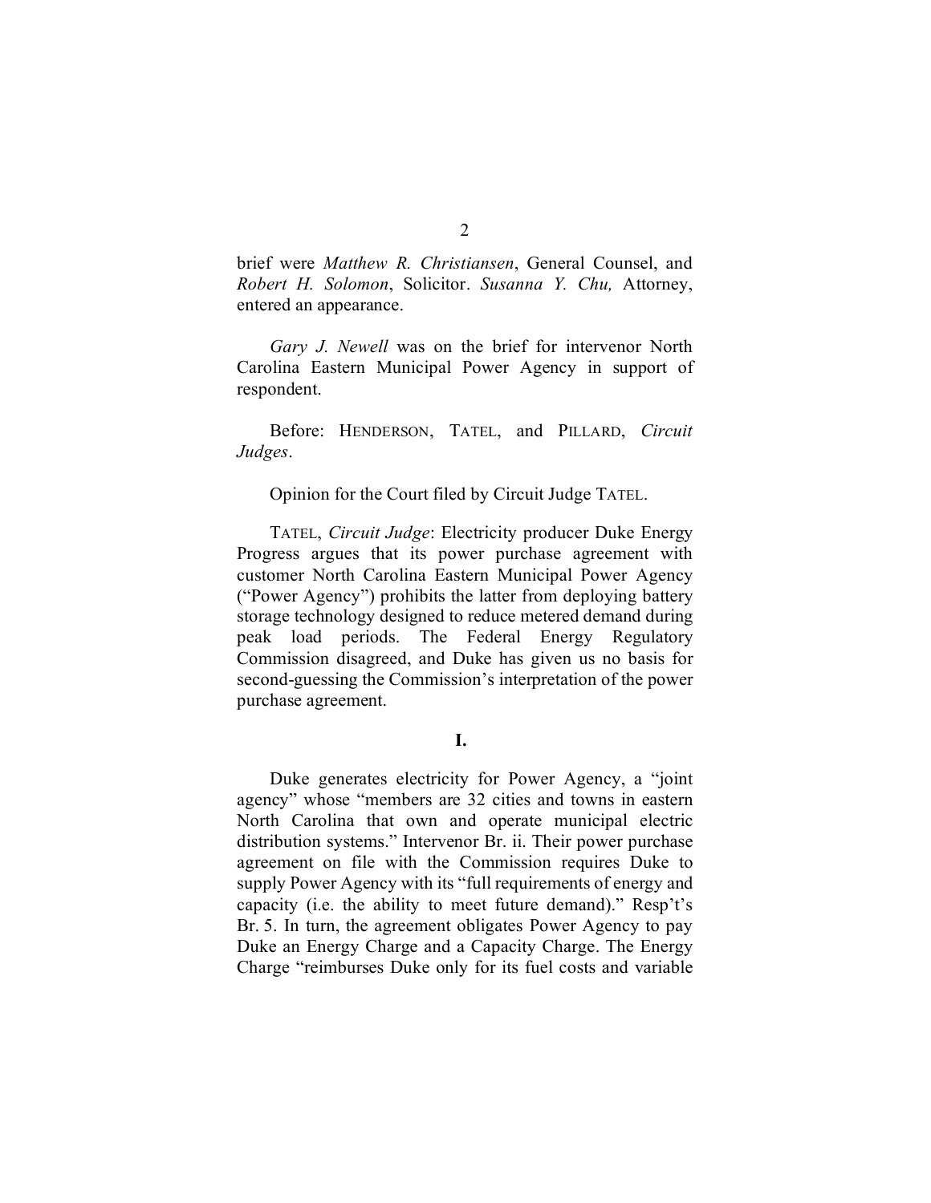brief were *Matthew R. Christiansen*, General Counsel, and *Robert H. Solomon*, Solicitor. *Susanna Y. Chu,* Attorney, entered an appearance.

*Gary J. Newell* was on the brief for intervenor North Carolina Eastern Municipal Power Agency in support of respondent.

Before: HENDERSON, TATEL, and PILLARD, *Circuit Judges*.

Opinion for the Court filed by Circuit Judge TATEL.

TATEL, *Circuit Judge*: Electricity producer Duke Energy Progress argues that its power purchase agreement with customer North Carolina Eastern Municipal Power Agency ("Power Agency") prohibits the latter from deploying battery storage technology designed to reduce metered demand during peak load periods. The Federal Energy Regulatory Commission disagreed, and Duke has given us no basis for second-guessing the Commission's interpretation of the power purchase agreement.

## I.

Duke generates electricity for Power Agency, a "joint agency" whose "members are 32 cities and towns in eastern North Carolina that own and operate municipal electric distribution systems." Intervenor Br. ii. Their power purchase agreement on file with the Commission requires Duke to supply Power Agency with its "full requirements of energy and capacity (i.e. the ability to meet future demand)." Resp't's Br. 5. In turn, the agreement obligates Power Agency to pay Duke an Energy Charge and a Capacity Charge. The Energy Charge "reimburses Duke only for its fuel costs and variable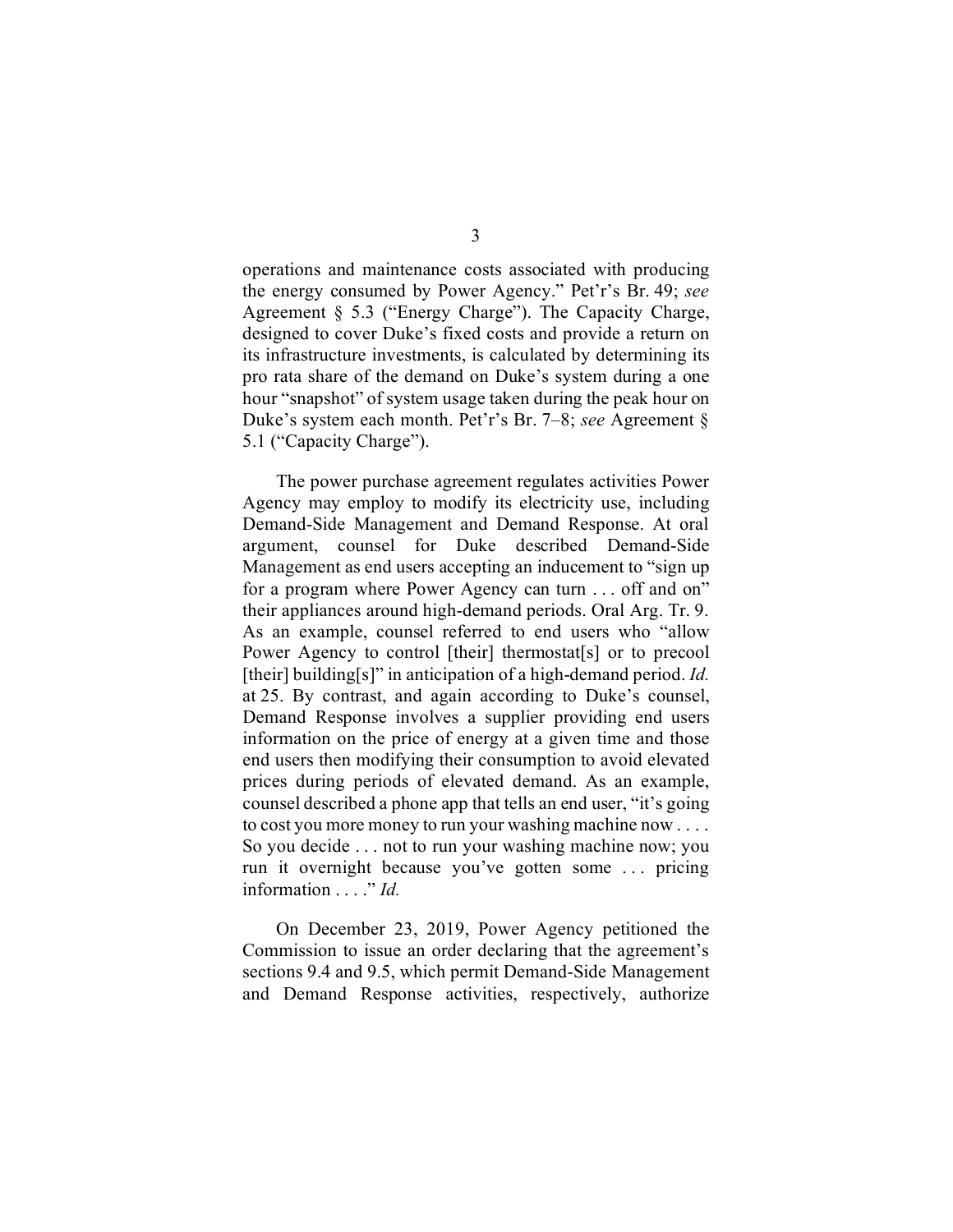operations and maintenance costs associated with producing the energy consumed by Power Agency." Pet'r's Br. 49; *see* Agreement § 5.3 ("Energy Charge"). The Capacity Charge, designed to cover Duke's fixed costs and provide a return on its infrastructure investments, is calculated by determining its pro rata share of the demand on Duke's system during a one hour "snapshot" of system usage taken during the peak hour on Duke's system each month. Pet'r's Br. 7–8; *see* Agreement § 5.1 ("Capacity Charge").

The power purchase agreement regulates activities Power Agency may employ to modify its electricity use, including Demand-Side Management and Demand Response. At oral argument, counsel for Duke described Demand-Side Management as end users accepting an inducement to "sign up for a program where Power Agency can turn . . . off and on" their appliances around high-demand periods. Oral Arg. Tr. 9. As an example, counsel referred to end users who "allow Power Agency to control [their] thermostat[s] or to precool [their] building[s]" in anticipation of a high-demand period. *Id.* at 25. By contrast, and again according to Duke's counsel, Demand Response involves a supplier providing end users information on the price of energy at a given time and those end users then modifying their consumption to avoid elevated prices during periods of elevated demand. As an example, counsel described a phone app that tells an end user, "it's going to cost you more money to run your washing machine now . . . . So you decide . . . not to run your washing machine now; you run it overnight because you've gotten some . . . pricing information . . . ." *Id.*

On December 23, 2019, Power Agency petitioned the Commission to issue an order declaring that the agreement's sections 9.4 and 9.5, which permit Demand-Side Management and Demand Response activities, respectively, authorize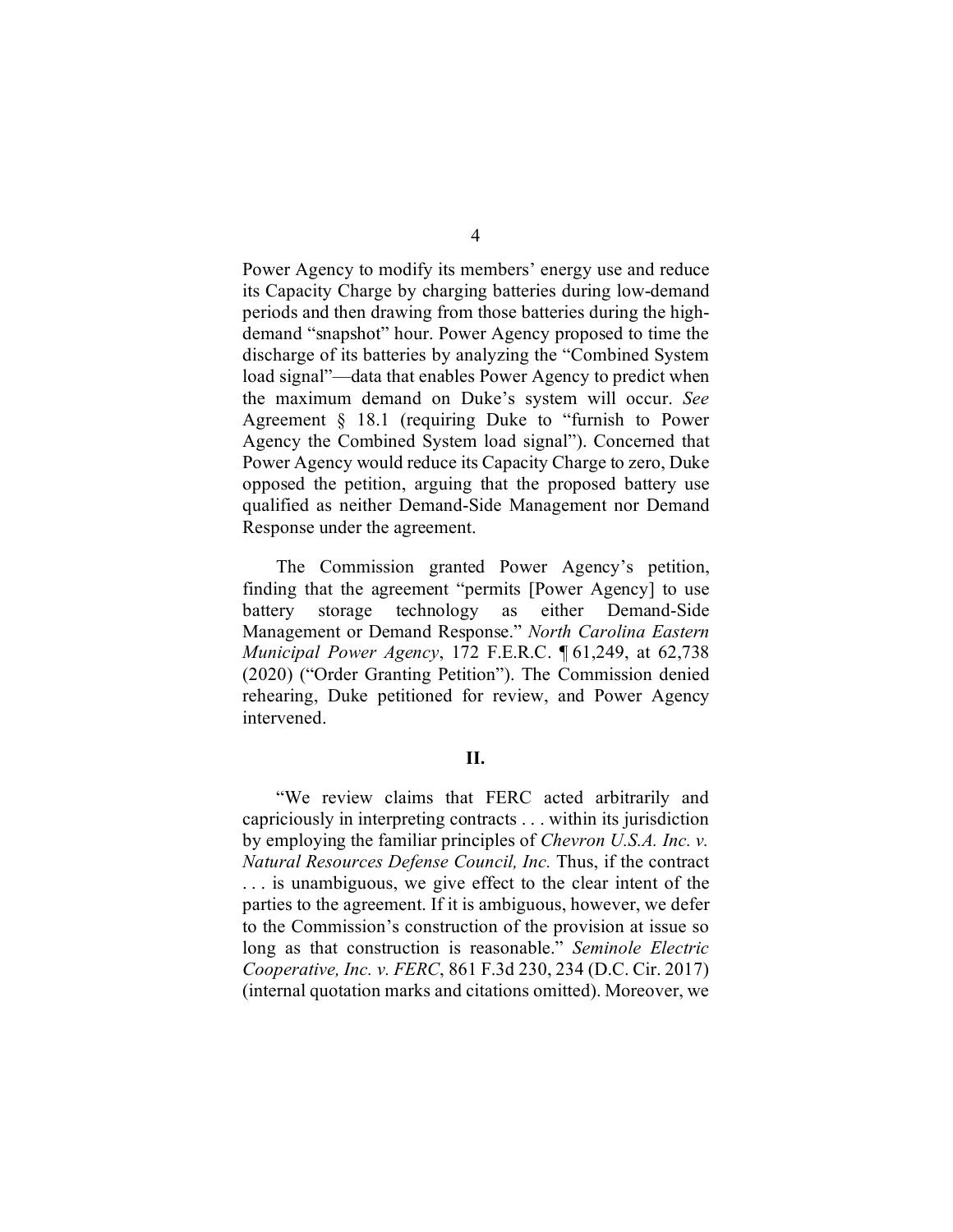Power Agency to modify its members' energy use and reduce its Capacity Charge by charging batteries during low-demand periods and then drawing from those batteries during the high-demand "snapshot" hour. Power Agency proposed to time the discharge of its batteries by analyzing the "Combined System load signal"—data that enables Power Agency to predict when the maximum demand on Duke's system will occur. *See* Agreement § 18.1 (requiring Duke to "furnish to Power Agency the Combined System load signal"). Concerned that Power Agency would reduce its Capacity Charge to zero, Duke opposed the petition, arguing that the proposed battery use qualified as neither Demand-Side Management nor Demand Response under the agreement.

The Commission granted Power Agency's petition, finding that the agreement "permits [Power Agency] to use battery storage technology as either Demand-Side Management or Demand Response." *North Carolina Eastern Municipal Power Agency*, 172 F.E.R.C. ¶ 61,249, at 62,738 (2020) ("Order Granting Petition"). The Commission denied rehearing, Duke petitioned for review, and Power Agency intervened.

## II.

"We review claims that FERC acted arbitrarily and capriciously in interpreting contracts . . . within its jurisdiction by employing the familiar principles of *Chevron U.S.A. Inc. v. Natural Resources Defense Council, Inc.* Thus, if the contract . . . is unambiguous, we give effect to the clear intent of the parties to the agreement. If it is ambiguous, however, we defer to the Commission's construction of the provision at issue so long as that construction is reasonable." *Seminole Electric Cooperative, Inc. v. FERC*, 861 F.3d 230, 234 (D.C. Cir. 2017) (internal quotation marks and citations omitted). Moreover, we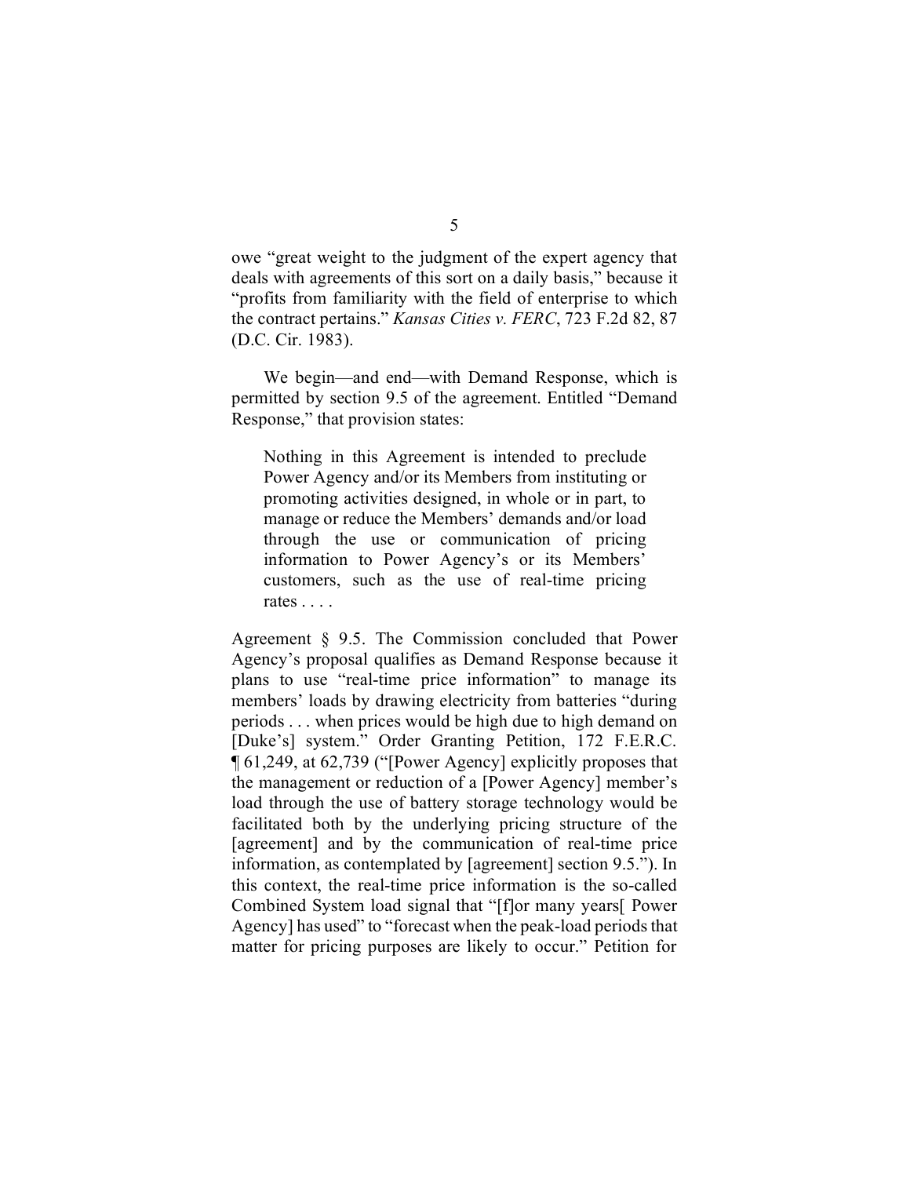owe "great weight to the judgment of the expert agency that deals with agreements of this sort on a daily basis," because it "profits from familiarity with the field of enterprise to which the contract pertains." *Kansas Cities v. FERC*, 723 F.2d 82, 87 (D.C. Cir. 1983).

We begin—and end—with Demand Response, which is permitted by section 9.5 of the agreement. Entitled "Demand Response," that provision states:

> Nothing in this Agreement is intended to preclude Power Agency and/or its Members from instituting or promoting activities designed, in whole or in part, to manage or reduce the Members' demands and/or load through the use or communication of pricing information to Power Agency's or its Members' customers, such as the use of real-time pricing rates . . . .

Agreement § 9.5. The Commission concluded that Power Agency's proposal qualifies as Demand Response because it plans to use "real-time price information" to manage its members' loads by drawing electricity from batteries "during periods . . . when prices would be high due to high demand on [Duke's] system." Order Granting Petition, 172 F.E.R.C. ¶ 61,249, at 62,739 ("[Power Agency] explicitly proposes that the management or reduction of a [Power Agency] member's load through the use of battery storage technology would be facilitated both by the underlying pricing structure of the [agreement] and by the communication of real-time price information, as contemplated by [agreement] section 9.5."). In this context, the real-time price information is the so-called Combined System load signal that "[f]or many years[ Power Agency] has used" to "forecast when the peak-load periods that matter for pricing purposes are likely to occur." Petition for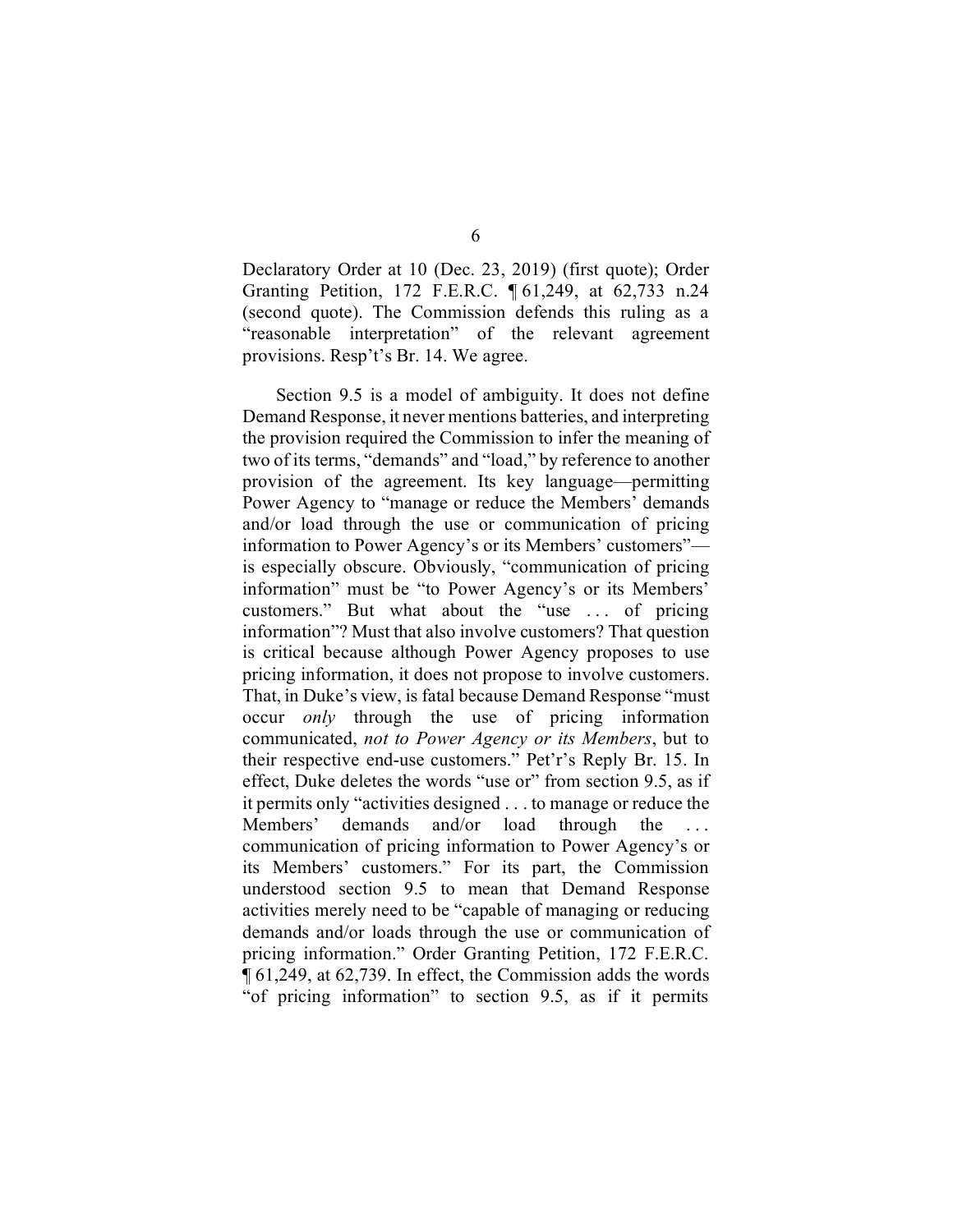Declaratory Order at 10 (Dec. 23, 2019) (first quote); Order Granting Petition, 172 F.E.R.C. ¶ 61,249, at 62,733 n.24 (second quote). The Commission defends this ruling as a "reasonable interpretation" of the relevant agreement provisions. Resp't's Br. 14. We agree.

Section 9.5 is a model of ambiguity. It does not define Demand Response, it never mentions batteries, and interpreting the provision required the Commission to infer the meaning of two of its terms, "demands" and "load," by reference to another provision of the agreement. Its key language—permitting Power Agency to "manage or reduce the Members' demands and/or load through the use or communication of pricing information to Power Agency's or its Members' customers"—is especially obscure. Obviously, "communication of pricing information" must be "to Power Agency's or its Members' customers." But what about the "use . . . of pricing information"? Must that also involve customers? That question is critical because although Power Agency proposes to use pricing information, it does not propose to involve customers. That, in Duke's view, is fatal because Demand Response "must occur *only* through the use of pricing information communicated, *not to Power Agency or its Members*, but to their respective end-use customers." Pet'r's Reply Br. 15. In effect, Duke deletes the words "use or" from section 9.5, as if it permits only "activities designed . . . to manage or reduce the Members' demands and/or load through the . . . communication of pricing information to Power Agency's or its Members' customers." For its part, the Commission understood section 9.5 to mean that Demand Response activities merely need to be "capable of managing or reducing demands and/or loads through the use or communication of pricing information." Order Granting Petition, 172 F.E.R.C. ¶ 61,249, at 62,739. In effect, the Commission adds the words "of pricing information" to section 9.5, as if it permits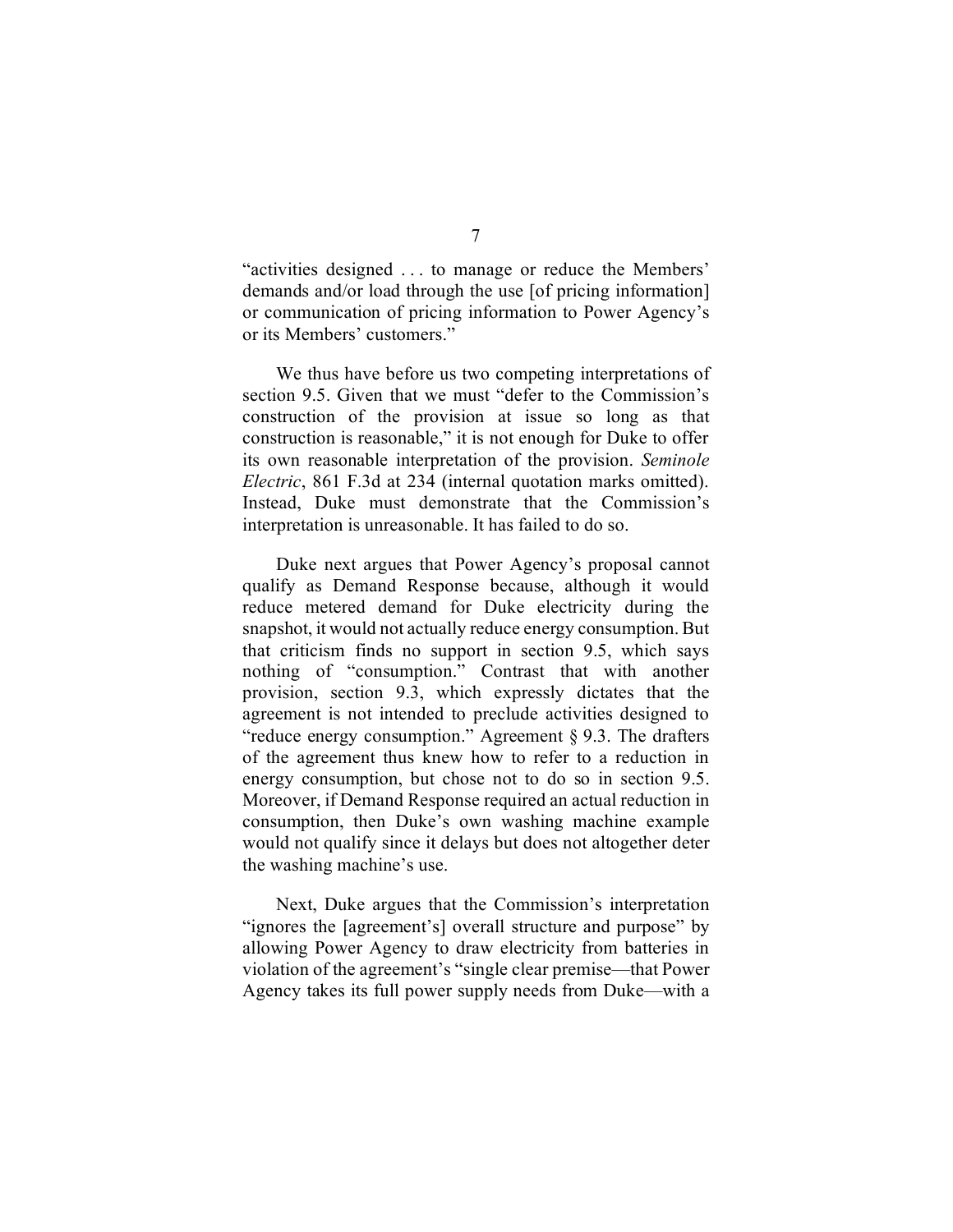"activities designed . . . to manage or reduce the Members' demands and/or load through the use [of pricing information] or communication of pricing information to Power Agency's or its Members' customers."

We thus have before us two competing interpretations of section 9.5. Given that we must "defer to the Commission's construction of the provision at issue so long as that construction is reasonable," it is not enough for Duke to offer its own reasonable interpretation of the provision. *Seminole Electric*, 861 F.3d at 234 (internal quotation marks omitted). Instead, Duke must demonstrate that the Commission's interpretation is unreasonable. It has failed to do so.

Duke next argues that Power Agency's proposal cannot qualify as Demand Response because, although it would reduce metered demand for Duke electricity during the snapshot, it would not actually reduce energy consumption. But that criticism finds no support in section 9.5, which says nothing of "consumption." Contrast that with another provision, section 9.3, which expressly dictates that the agreement is not intended to preclude activities designed to "reduce energy consumption." Agreement § 9.3. The drafters of the agreement thus knew how to refer to a reduction in energy consumption, but chose not to do so in section 9.5. Moreover, if Demand Response required an actual reduction in consumption, then Duke's own washing machine example would not qualify since it delays but does not altogether deter the washing machine's use.

Next, Duke argues that the Commission's interpretation "ignores the [agreement's] overall structure and purpose" by allowing Power Agency to draw electricity from batteries in violation of the agreement's "single clear premise—that Power Agency takes its full power supply needs from Duke—with a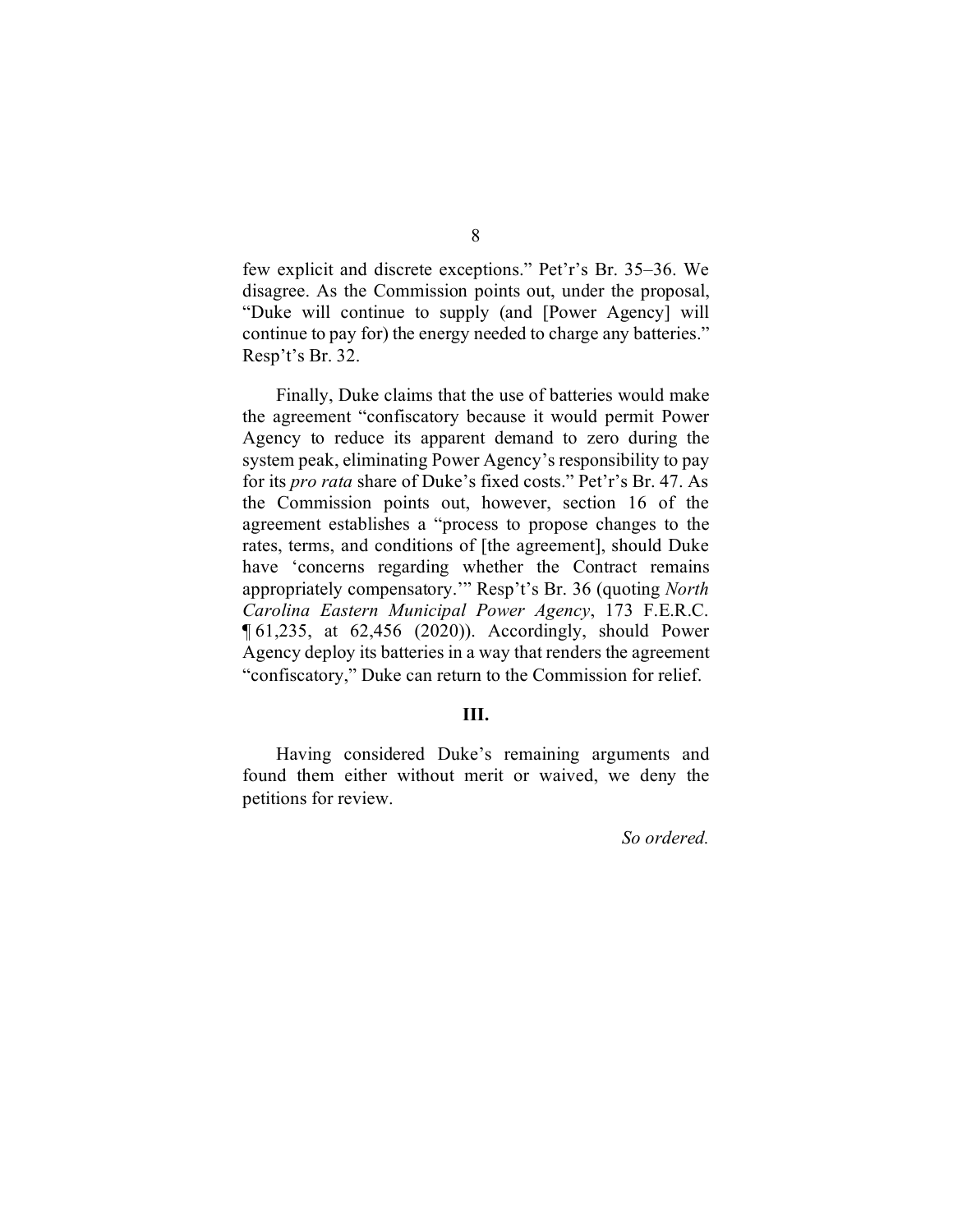few explicit and discrete exceptions." Pet'r's Br. 35–36. We disagree. As the Commission points out, under the proposal, "Duke will continue to supply (and [Power Agency] will continue to pay for) the energy needed to charge any batteries." Resp't's Br. 32.

Finally, Duke claims that the use of batteries would make the agreement "confiscatory because it would permit Power Agency to reduce its apparent demand to zero during the system peak, eliminating Power Agency's responsibility to pay for its *pro rata* share of Duke's fixed costs." Pet'r's Br. 47. As the Commission points out, however, section 16 of the agreement establishes a "process to propose changes to the rates, terms, and conditions of [the agreement], should Duke have 'concerns regarding whether the Contract remains appropriately compensatory.'" Resp't's Br. 36 (quoting *North Carolina Eastern Municipal Power Agency*, 173 F.E.R.C. ¶ 61,235, at 62,456 (2020)). Accordingly, should Power Agency deploy its batteries in a way that renders the agreement "confiscatory," Duke can return to the Commission for relief.

## III.

Having considered Duke's remaining arguments and found them either without merit or waived, we deny the petitions for review.

*So ordered.*